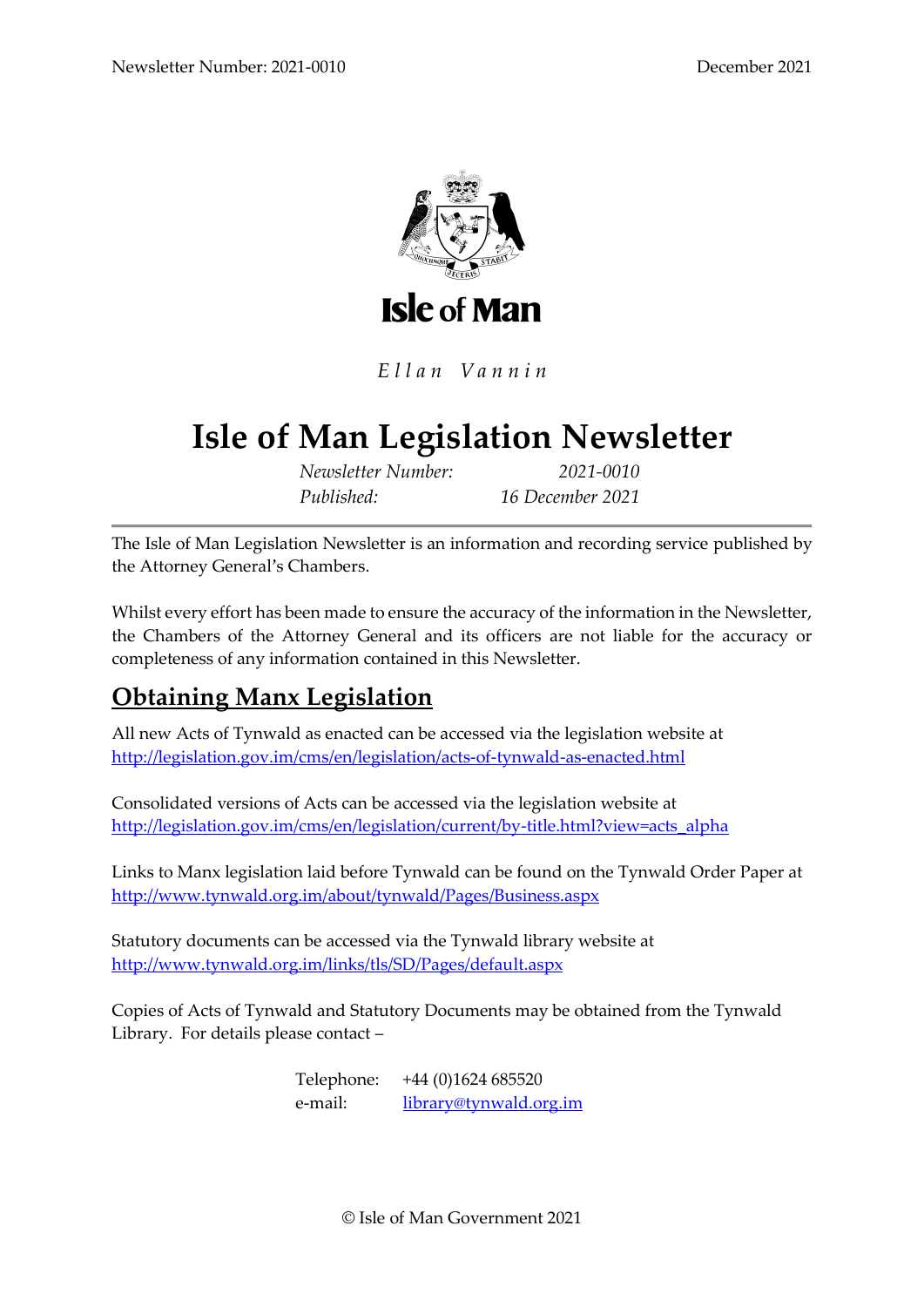Isle of Man

*Ellan Vannin*

# Isle of Man Legislation Newsletter

*Newsletter Number:* *2021-0010*
*Published:* *16 December 2021*

---

The Isle of Man Legislation Newsletter is an information and recording service published by the Attorney General's Chambers.

Whilst every effort has been made to ensure the accuracy of the information in the Newsletter, the Chambers of the Attorney General and its officers are not liable for the accuracy or completeness of any information contained in this Newsletter.

## Obtaining Manx Legislation

All new Acts of Tynwald as enacted can be accessed via the legislation website at http://legislation.gov.im/cms/en/legislation/acts-of-tynwald-as-enacted.html

Consolidated versions of Acts can be accessed via the legislation website at http://legislation.gov.im/cms/en/legislation/current/by-title.html?view=acts_alpha

Links to Manx legislation laid before Tynwald can be found on the Tynwald Order Paper at http://www.tynwald.org.im/about/tynwald/Pages/Business.aspx

Statutory documents can be accessed via the Tynwald library website at http://www.tynwald.org.im/links/tls/SD/Pages/default.aspx

Copies of Acts of Tynwald and Statutory Documents may be obtained from the Tynwald Library. For details please contact –

Telephone: +44 (0)1624 685520
e-mail: library@tynwald.org.im

© Isle of Man Government 2021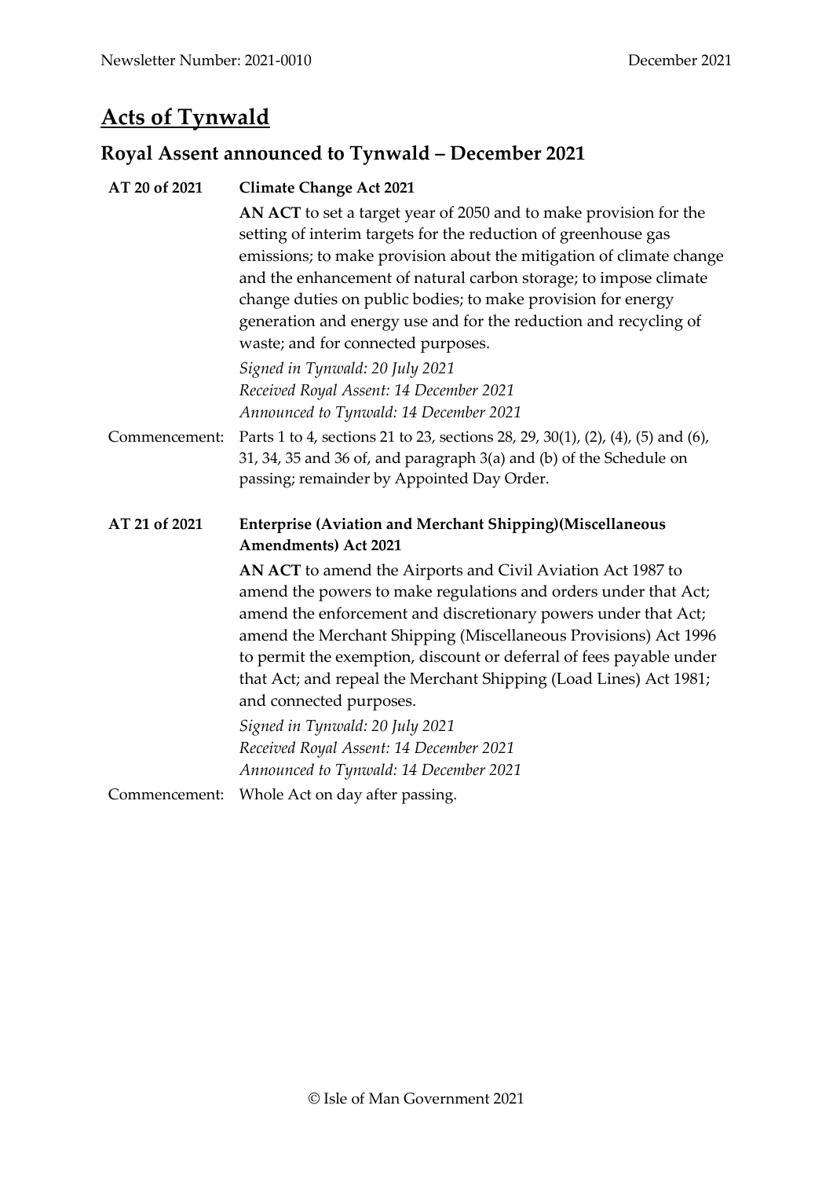# Acts of Tynwald

## Royal Assent announced to Tynwald – December 2021

**AT 20 of 2021** **Climate Change Act 2021**

**AN ACT** to set a target year of 2050 and to make provision for the setting of interim targets for the reduction of greenhouse gas emissions; to make provision about the mitigation of climate change and the enhancement of natural carbon storage; to impose climate change duties on public bodies; to make provision for energy generation and energy use and for the reduction and recycling of waste; and for connected purposes.

*Signed in Tynwald: 20 July 2021*
*Received Royal Assent: 14 December 2021*
*Announced to Tynwald: 14 December 2021*

Commencement: Parts 1 to 4, sections 21 to 23, sections 28, 29, 30(1), (2), (4), (5) and (6), 31, 34, 35 and 36 of, and paragraph 3(a) and (b) of the Schedule on passing; remainder by Appointed Day Order.

**AT 21 of 2021** **Enterprise (Aviation and Merchant Shipping)(Miscellaneous Amendments) Act 2021**

**AN ACT** to amend the Airports and Civil Aviation Act 1987 to amend the powers to make regulations and orders under that Act; amend the enforcement and discretionary powers under that Act; amend the Merchant Shipping (Miscellaneous Provisions) Act 1996 to permit the exemption, discount or deferral of fees payable under that Act; and repeal the Merchant Shipping (Load Lines) Act 1981; and connected purposes.

*Signed in Tynwald: 20 July 2021*
*Received Royal Assent: 14 December 2021*
*Announced to Tynwald: 14 December 2021*

Commencement: Whole Act on day after passing.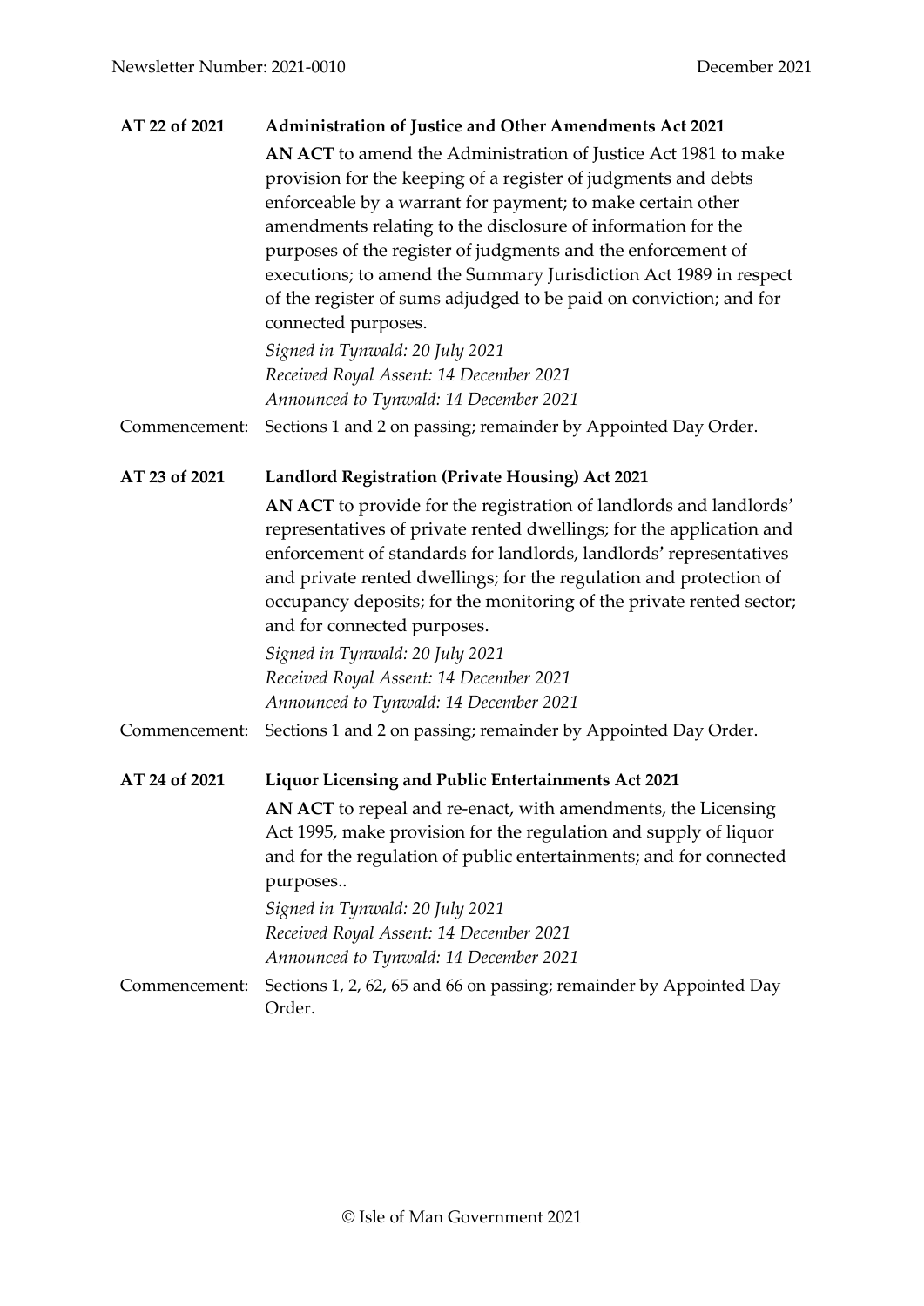**AT 22 of 2021** **Administration of Justice and Other Amendments Act 2021**

**AN ACT** to amend the Administration of Justice Act 1981 to make provision for the keeping of a register of judgments and debts enforceable by a warrant for payment; to make certain other amendments relating to the disclosure of information for the purposes of the register of judgments and the enforcement of executions; to amend the Summary Jurisdiction Act 1989 in respect of the register of sums adjudged to be paid on conviction; and for connected purposes.

*Signed in Tynwald: 20 July 2021*
*Received Royal Assent: 14 December 2021*
*Announced to Tynwald: 14 December 2021*

Commencement: Sections 1 and 2 on passing; remainder by Appointed Day Order.

**AT 23 of 2021** **Landlord Registration (Private Housing) Act 2021**

**AN ACT** to provide for the registration of landlords and landlords' representatives of private rented dwellings; for the application and enforcement of standards for landlords, landlords' representatives and private rented dwellings; for the regulation and protection of occupancy deposits; for the monitoring of the private rented sector; and for connected purposes.

*Signed in Tynwald: 20 July 2021*
*Received Royal Assent: 14 December 2021*
*Announced to Tynwald: 14 December 2021*

Commencement: Sections 1 and 2 on passing; remainder by Appointed Day Order.

**AT 24 of 2021** **Liquor Licensing and Public Entertainments Act 2021**

**AN ACT** to repeal and re-enact, with amendments, the Licensing Act 1995, make provision for the regulation and supply of liquor and for the regulation of public entertainments; and for connected purposes..

*Signed in Tynwald: 20 July 2021*
*Received Royal Assent: 14 December 2021*
*Announced to Tynwald: 14 December 2021*

Commencement: Sections 1, 2, 62, 65 and 66 on passing; remainder by Appointed Day Order.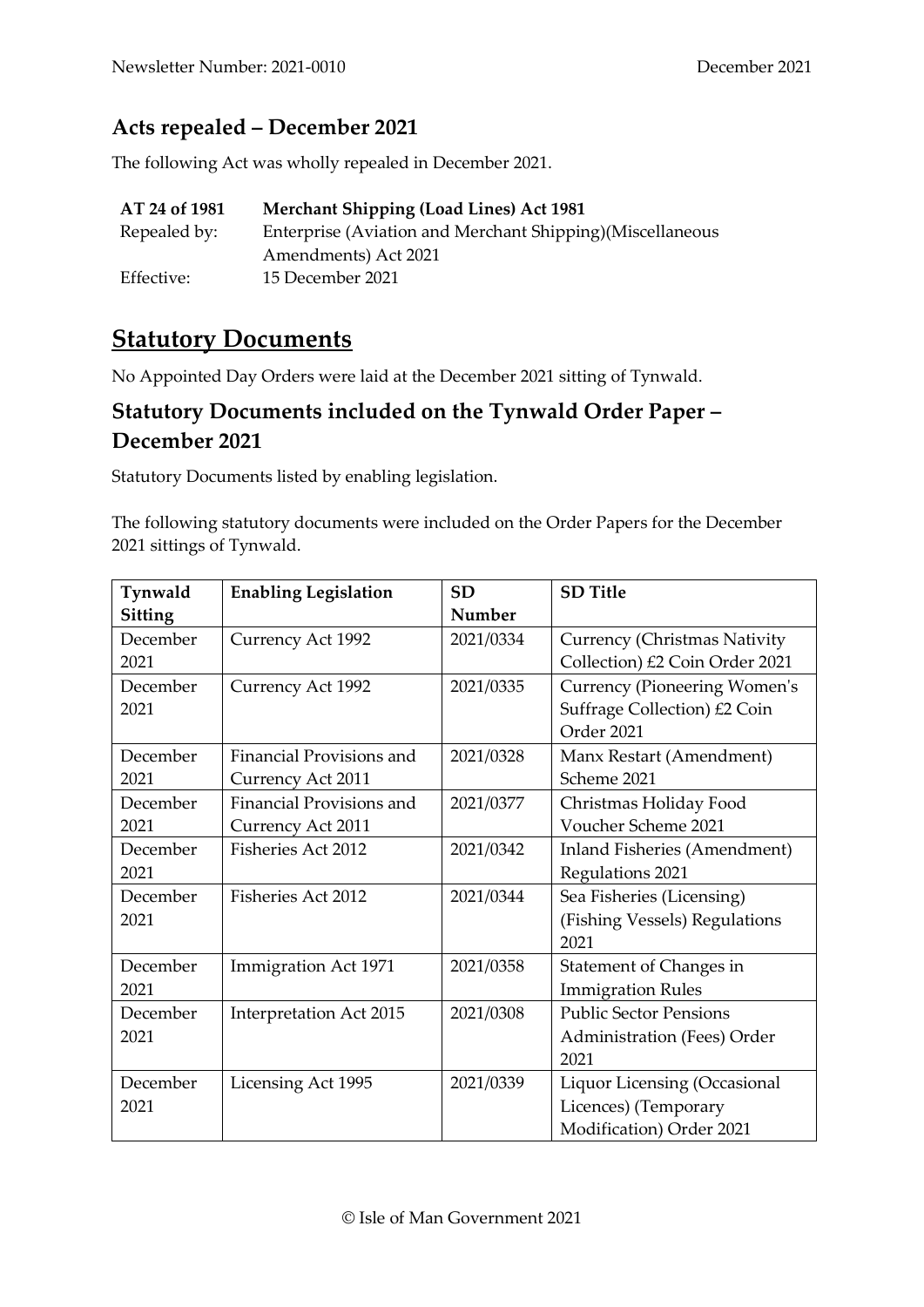## Acts repealed – December 2021

The following Act was wholly repealed in December 2021.

| | |
|---|---|
| **AT 24 of 1981** | **Merchant Shipping (Load Lines) Act 1981** |
| Repealed by: | Enterprise (Aviation and Merchant Shipping)(Miscellaneous Amendments) Act 2021 |
| Effective: | 15 December 2021 |

# Statutory Documents

No Appointed Day Orders were laid at the December 2021 sitting of Tynwald.

## Statutory Documents included on the Tynwald Order Paper – December 2021

Statutory Documents listed by enabling legislation.

The following statutory documents were included on the Order Papers for the December 2021 sittings of Tynwald.

| Tynwald Sitting | Enabling Legislation | SD Number | SD Title |
|---|---|---|---|
| December 2021 | Currency Act 1992 | 2021/0334 | Currency (Christmas Nativity Collection) £2 Coin Order 2021 |
| December 2021 | Currency Act 1992 | 2021/0335 | Currency (Pioneering Women's Suffrage Collection) £2 Coin Order 2021 |
| December 2021 | Financial Provisions and Currency Act 2011 | 2021/0328 | Manx Restart (Amendment) Scheme 2021 |
| December 2021 | Financial Provisions and Currency Act 2011 | 2021/0377 | Christmas Holiday Food Voucher Scheme 2021 |
| December 2021 | Fisheries Act 2012 | 2021/0342 | Inland Fisheries (Amendment) Regulations 2021 |
| December 2021 | Fisheries Act 2012 | 2021/0344 | Sea Fisheries (Licensing) (Fishing Vessels) Regulations 2021 |
| December 2021 | Immigration Act 1971 | 2021/0358 | Statement of Changes in Immigration Rules |
| December 2021 | Interpretation Act 2015 | 2021/0308 | Public Sector Pensions Administration (Fees) Order 2021 |
| December 2021 | Licensing Act 1995 | 2021/0339 | Liquor Licensing (Occasional Licences) (Temporary Modification) Order 2021 |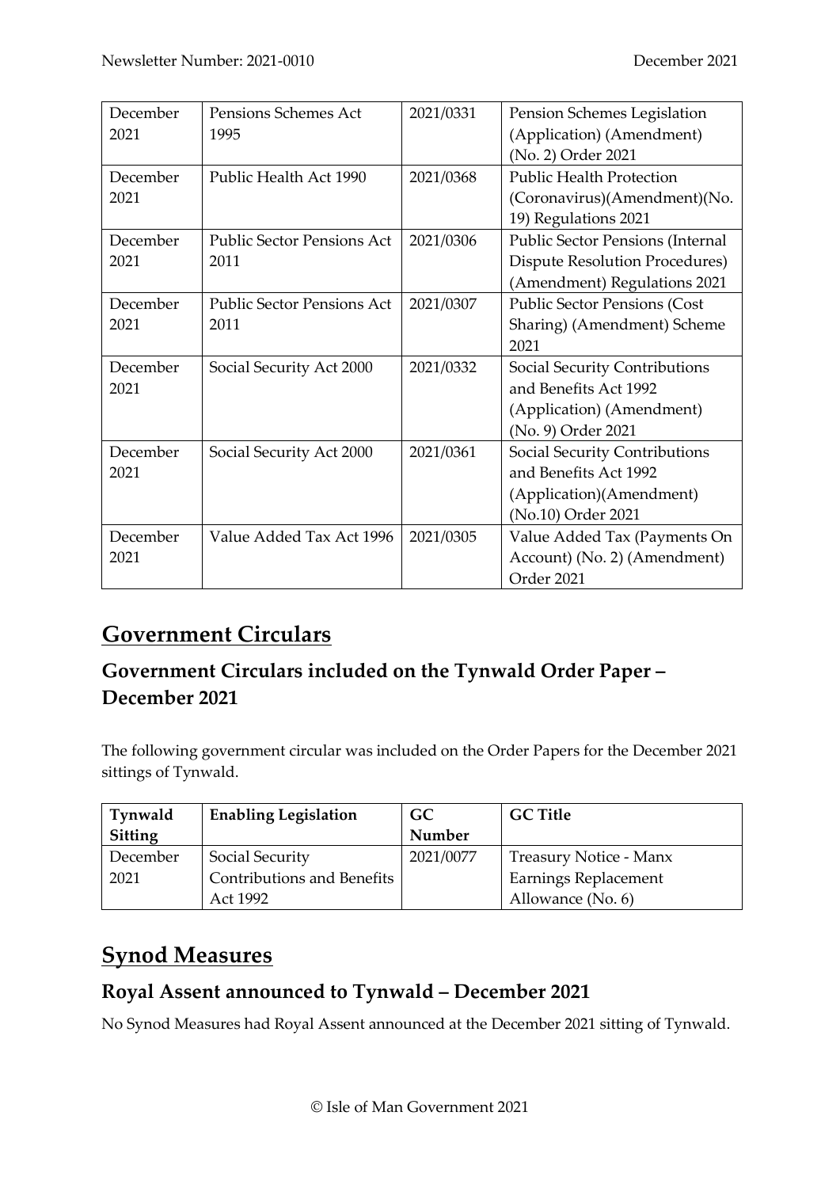| December 2021 | Pensions Schemes Act 1995 | 2021/0331 | Pension Schemes Legislation (Application) (Amendment) (No. 2) Order 2021 |
|---|---|---|---|
| December 2021 | Public Health Act 1990 | 2021/0368 | Public Health Protection (Coronavirus)(Amendment)(No. 19) Regulations 2021 |
| December 2021 | Public Sector Pensions Act 2011 | 2021/0306 | Public Sector Pensions (Internal Dispute Resolution Procedures) (Amendment) Regulations 2021 |
| December 2021 | Public Sector Pensions Act 2011 | 2021/0307 | Public Sector Pensions (Cost Sharing) (Amendment) Scheme 2021 |
| December 2021 | Social Security Act 2000 | 2021/0332 | Social Security Contributions and Benefits Act 1992 (Application) (Amendment) (No. 9) Order 2021 |
| December 2021 | Social Security Act 2000 | 2021/0361 | Social Security Contributions and Benefits Act 1992 (Application)(Amendment) (No.10) Order 2021 |
| December 2021 | Value Added Tax Act 1996 | 2021/0305 | Value Added Tax (Payments On Account) (No. 2) (Amendment) Order 2021 |

# Government Circulars

## Government Circulars included on the Tynwald Order Paper – December 2021

The following government circular was included on the Order Papers for the December 2021 sittings of Tynwald.

| Tynwald Sitting | Enabling Legislation | GC Number | GC Title |
|---|---|---|---|
| December 2021 | Social Security Contributions and Benefits Act 1992 | 2021/0077 | Treasury Notice - Manx Earnings Replacement Allowance (No. 6) |

# Synod Measures

## Royal Assent announced to Tynwald – December 2021

No Synod Measures had Royal Assent announced at the December 2021 sitting of Tynwald.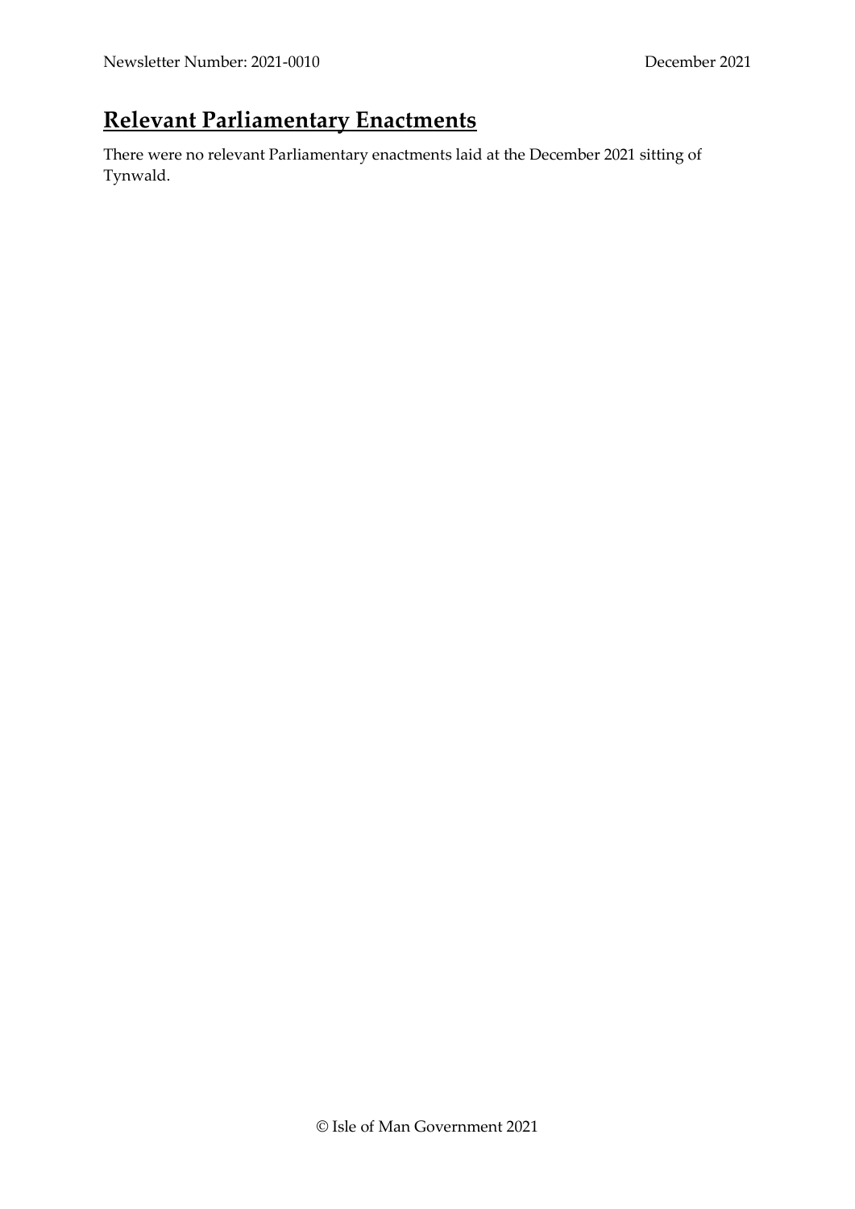## **Relevant Parliamentary Enactments**

There were no relevant Parliamentary enactments laid at the December 2021 sitting of Tynwald.